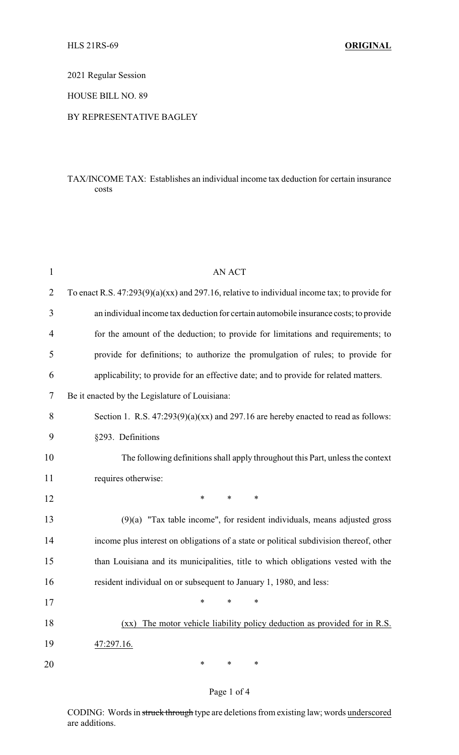HLS 21RS-69 **ORIGINAL**

2021 Regular Session

HOUSE BILL NO. 89

BY REPRESENTATIVE BAGLEY

TAX/INCOME TAX: Establishes an individual income tax deduction for certain insurance costs

AN ACT

To enact R.S. 47:293(9)(a)(xx) and 297.16, relative to individual income tax; to provide for an individual income tax deduction for certain automobile insurance costs; to provide for the amount of the deduction; to provide for limitations and requirements; to provide for definitions; to authorize the promulgation of rules; to provide for applicability; to provide for an effective date; and to provide for related matters.

Be it enacted by the Legislature of Louisiana:

Section 1. R.S. 47:293(9)(a)(xx) and 297.16 are hereby enacted to read as follows:

§293. Definitions

The following definitions shall apply throughout this Part, unless the context requires otherwise:

\* \* \*

(9)(a) "Tax table income", for resident individuals, means adjusted gross income plus interest on obligations of a state or political subdivision thereof, other than Louisiana and its municipalities, title to which obligations vested with the resident individual on or subsequent to January 1, 1980, and less:

\* \* \*

<u>(xx) The motor vehicle liability policy deduction as provided for in R.S. 47:297.16.</u>

\* \* \*

CODING: Words in ~~struck through~~ type are deletions from existing law; words <u>underscored</u> are additions.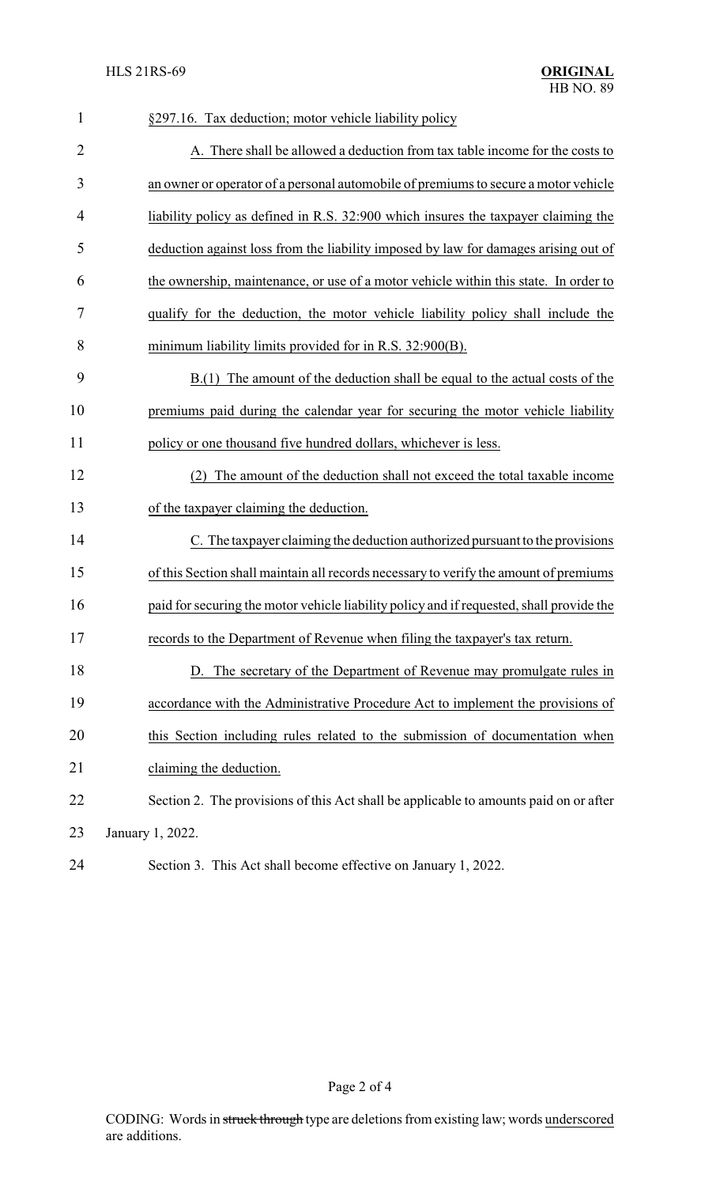§297.16. Tax deduction; motor vehicle liability policy

A. There shall be allowed a deduction from tax table income for the costs to an owner or operator of a personal automobile of premiums to secure a motor vehicle liability policy as defined in R.S. 32:900 which insures the taxpayer claiming the deduction against loss from the liability imposed by law for damages arising out of the ownership, maintenance, or use of a motor vehicle within this state. In order to qualify for the deduction, the motor vehicle liability policy shall include the minimum liability limits provided for in R.S. 32:900(B).

B.(1) The amount of the deduction shall be equal to the actual costs of the premiums paid during the calendar year for securing the motor vehicle liability policy or one thousand five hundred dollars, whichever is less.

(2) The amount of the deduction shall not exceed the total taxable income of the taxpayer claiming the deduction.

C. The taxpayer claiming the deduction authorized pursuant to the provisions of this Section shall maintain all records necessary to verify the amount of premiums paid for securing the motor vehicle liability policy and if requested, shall provide the records to the Department of Revenue when filing the taxpayer's tax return.

D. The secretary of the Department of Revenue may promulgate rules in accordance with the Administrative Procedure Act to implement the provisions of this Section including rules related to the submission of documentation when claiming the deduction.

Section 2. The provisions of this Act shall be applicable to amounts paid on or after January 1, 2022.

Section 3. This Act shall become effective on January 1, 2022.

CODING: Words in ~~struck through~~ type are deletions from existing law; words underscored are additions.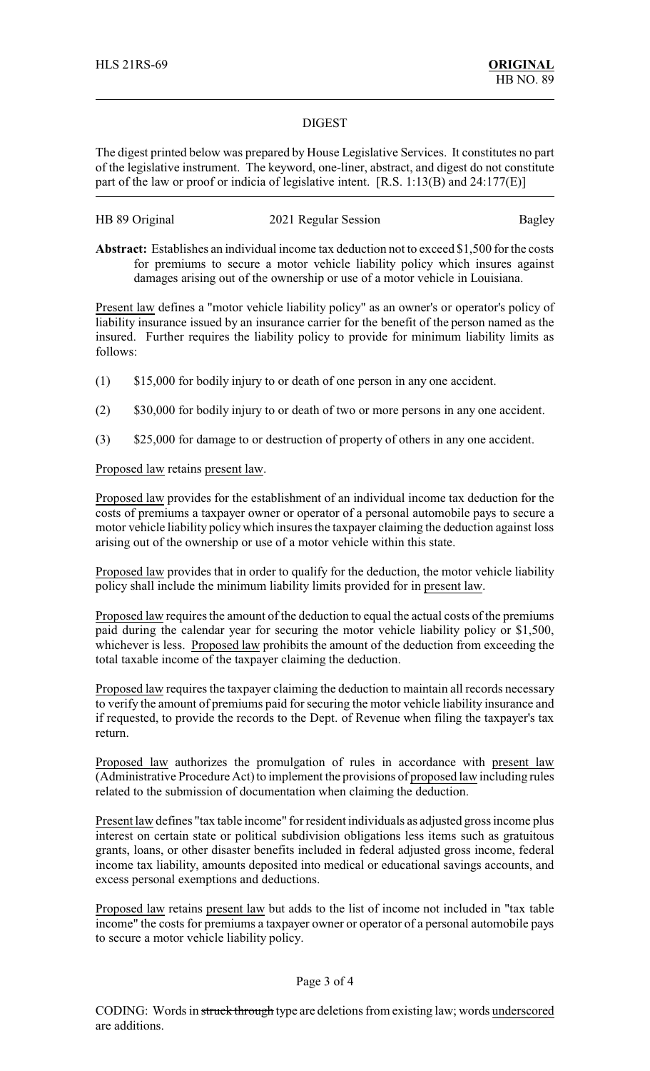HLS 21RS-69 **ORIGINAL**
HB NO. 89

## DIGEST

The digest printed below was prepared by House Legislative Services. It constitutes no part of the legislative instrument. The keyword, one-liner, abstract, and digest do not constitute part of the law or proof or indicia of legislative intent. [R.S. 1:13(B) and 24:177(E)]

HB 89 Original — 2021 Regular Session — Bagley

**Abstract:** Establishes an individual income tax deduction not to exceed $1,500 for the costs for premiums to secure a motor vehicle liability policy which insures against damages arising out of the ownership or use of a motor vehicle in Louisiana.

Present law defines a "motor vehicle liability policy" as an owner's or operator's policy of liability insurance issued by an insurance carrier for the benefit of the person named as the insured. Further requires the liability policy to provide for minimum liability limits as follows:

(1) $15,000 for bodily injury to or death of one person in any one accident.

(2) $30,000 for bodily injury to or death of two or more persons in any one accident.

(3) $25,000 for damage to or destruction of property of others in any one accident.

Proposed law retains present law.

Proposed law provides for the establishment of an individual income tax deduction for the costs of premiums a taxpayer owner or operator of a personal automobile pays to secure a motor vehicle liability policy which insures the taxpayer claiming the deduction against loss arising out of the ownership or use of a motor vehicle within this state.

Proposed law provides that in order to qualify for the deduction, the motor vehicle liability policy shall include the minimum liability limits provided for in present law.

Proposed law requires the amount of the deduction to equal the actual costs of the premiums paid during the calendar year for securing the motor vehicle liability policy or $1,500, whichever is less. Proposed law prohibits the amount of the deduction from exceeding the total taxable income of the taxpayer claiming the deduction.

Proposed law requires the taxpayer claiming the deduction to maintain all records necessary to verify the amount of premiums paid for securing the motor vehicle liability insurance and if requested, to provide the records to the Dept. of Revenue when filing the taxpayer's tax return.

Proposed law authorizes the promulgation of rules in accordance with present law (Administrative Procedure Act) to implement the provisions of proposed law including rules related to the submission of documentation when claiming the deduction.

Present law defines "tax table income" for resident individuals as adjusted gross income plus interest on certain state or political subdivision obligations less items such as gratuitous grants, loans, or other disaster benefits included in federal adjusted gross income, federal income tax liability, amounts deposited into medical or educational savings accounts, and excess personal exemptions and deductions.

Proposed law retains present law but adds to the list of income not included in "tax table income" the costs for premiums a taxpayer owner or operator of a personal automobile pays to secure a motor vehicle liability policy.

CODING: Words in ~~struck through~~ type are deletions from existing law; words underscored are additions.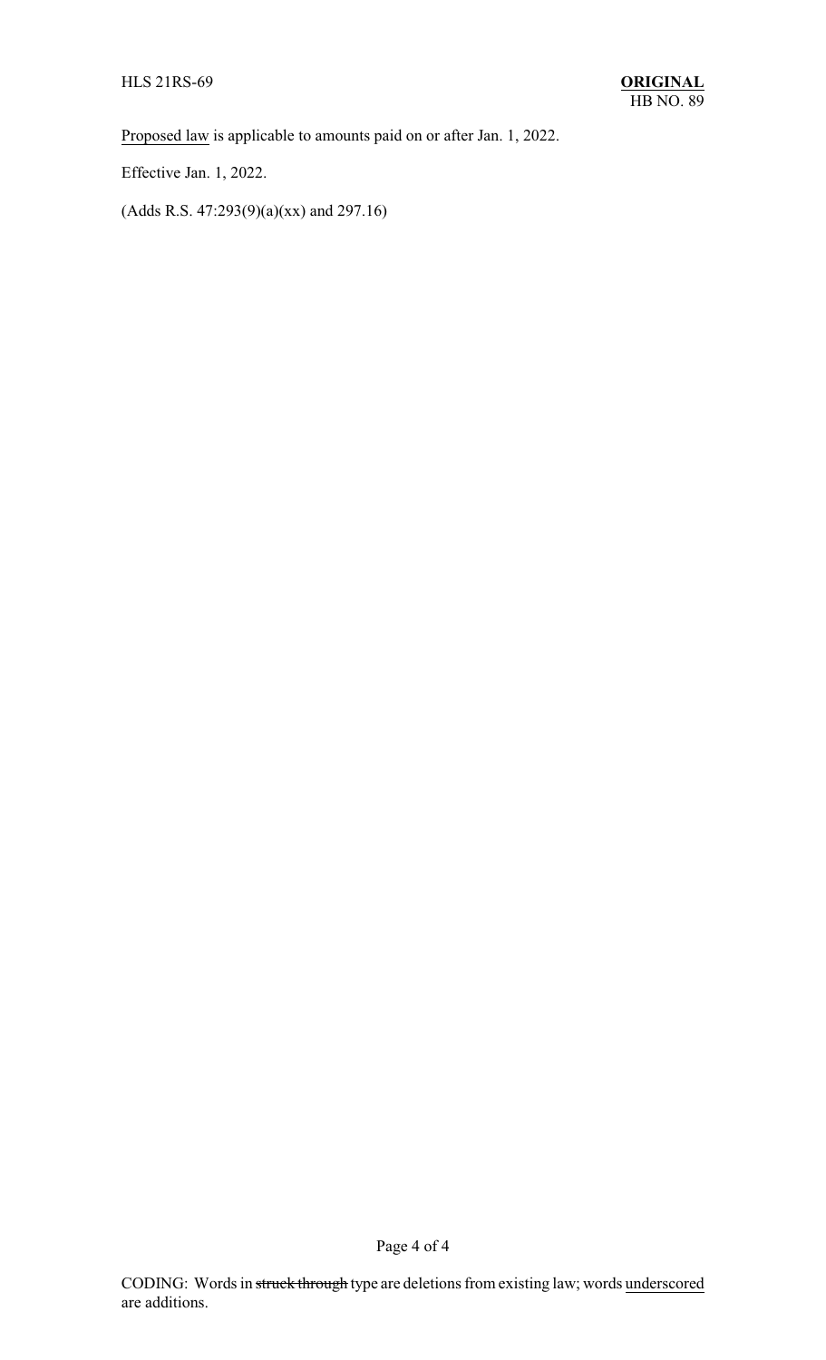Proposed law is applicable to amounts paid on or after Jan. 1, 2022.

Effective Jan. 1, 2022.

(Adds R.S. 47:293(9)(a)(xx) and 297.16)

CODING: Words in ~~struck through~~ type are deletions from existing law; words underscored are additions.